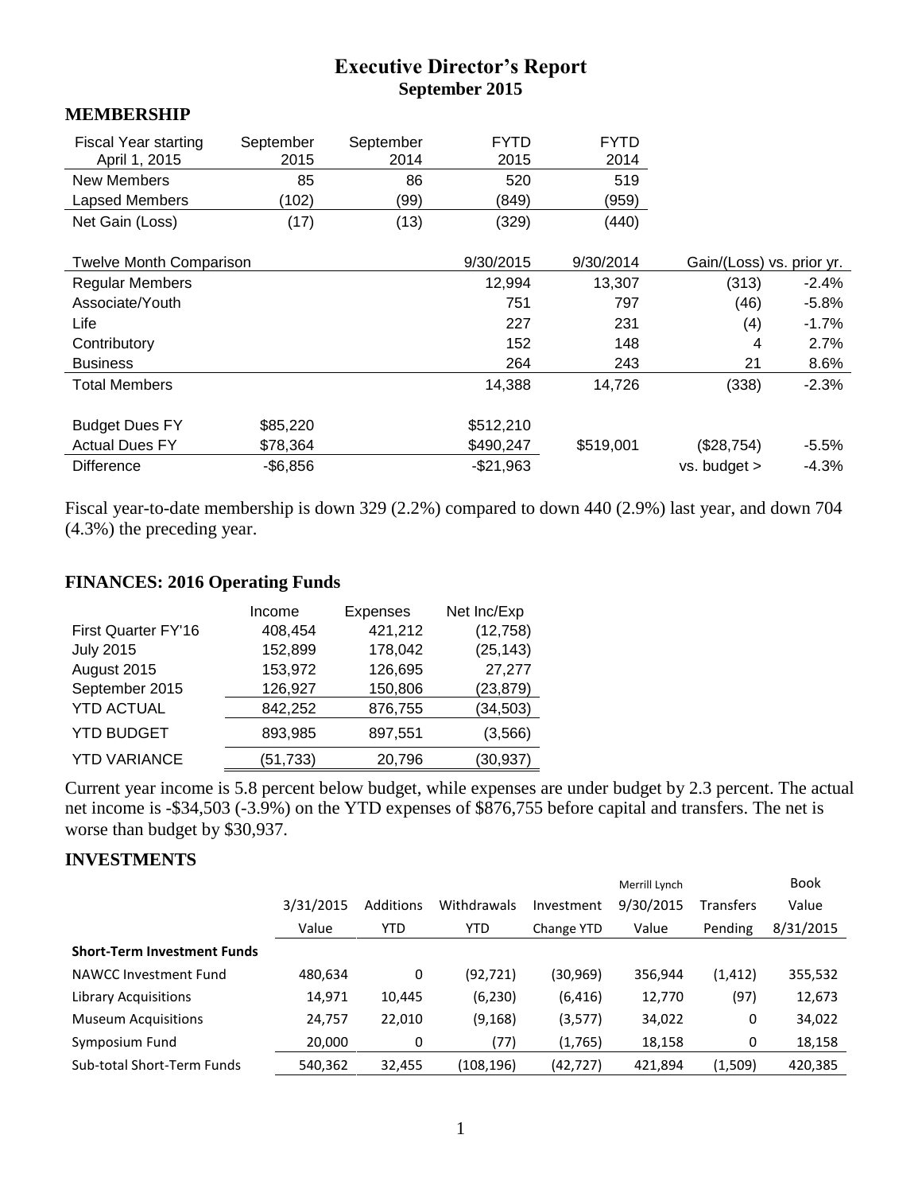# Executive Director's Report
## September 2015

### MEMBERSHIP

| Fiscal Year starting April 1, 2015 | September 2015 | September 2014 | FYTD 2015 | FYTD 2014 |
|---|---|---|---|---|
| New Members | 85 | 86 | 520 | 519 |
| Lapsed Members | (102) | (99) | (849) | (959) |
| Net Gain (Loss) | (17) | (13) | (329) | (440) |

| Twelve Month Comparison | | 9/30/2015 | 9/30/2014 | Gain/(Loss) vs. prior yr. | |
|---|---|---|---|---|---|
| Regular Members | | 12,994 | 13,307 | (313) | -2.4% |
| Associate/Youth | | 751 | 797 | (46) | -5.8% |
| Life | | 227 | 231 | (4) | -1.7% |
| Contributory | | 152 | 148 | 4 | 2.7% |
| Business | | 264 | 243 | 21 | 8.6% |
| Total Members | | 14,388 | 14,726 | (338) | -2.3% |
| | | | | | |
| Budget Dues FY | $85,220 | $512,210 | | | |
| Actual Dues FY | $78,364 | $490,247 | $519,001 | ($28,754) | -5.5% |
| Difference | -$6,856 | -$21,963 | | vs. budget > | -4.3% |

Fiscal year-to-date membership is down 329 (2.2%) compared to down 440 (2.9%) last year, and down 704 (4.3%) the preceding year.

### FINANCES: 2016 Operating Funds

| | Income | Expenses | Net Inc/Exp |
|---|---|---|---|
| First Quarter FY'16 | 408,454 | 421,212 | (12,758) |
| July 2015 | 152,899 | 178,042 | (25,143) |
| August 2015 | 153,972 | 126,695 | 27,277 |
| September 2015 | 126,927 | 150,806 | (23,879) |
| YTD ACTUAL | 842,252 | 876,755 | (34,503) |
| YTD BUDGET | 893,985 | 897,551 | (3,566) |
| YTD VARIANCE | (51,733) | 20,796 | (30,937) |

Current year income is 5.8 percent below budget, while expenses are under budget by 2.3 percent. The actual net income is -$34,503 (-3.9%) on the YTD expenses of $876,755 before capital and transfers. The net is worse than budget by $30,937.

### INVESTMENTS

| | 3/31/2015 Value | Additions YTD | Withdrawals YTD | Investment Change YTD | Merrill Lynch 9/30/2015 Value | Transfers Pending | Book Value 8/31/2015 |
|---|---|---|---|---|---|---|---|
| **Short-Term Investment Funds** | | | | | | | |
| NAWCC Investment Fund | 480,634 | 0 | (92,721) | (30,969) | 356,944 | (1,412) | 355,532 |
| Library Acquisitions | 14,971 | 10,445 | (6,230) | (6,416) | 12,770 | (97) | 12,673 |
| Museum Acquisitions | 24,757 | 22,010 | (9,168) | (3,577) | 34,022 | 0 | 34,022 |
| Symposium Fund | 20,000 | 0 | (77) | (1,765) | 18,158 | 0 | 18,158 |
| Sub-total Short-Term Funds | 540,362 | 32,455 | (108,196) | (42,727) | 421,894 | (1,509) | 420,385 |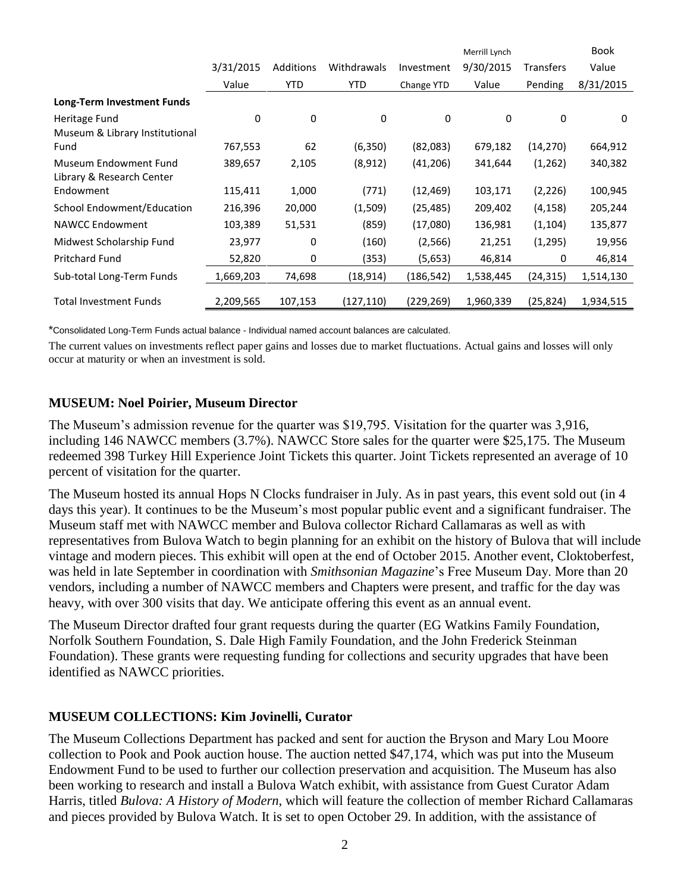| | 3/31/2015 Value | Additions YTD | Withdrawals YTD | Investment Change YTD | Merrill Lynch 9/30/2015 Value | Transfers Pending | Book Value 8/31/2015 |
|---|---|---|---|---|---|---|---|
| **Long-Term Investment Funds** | | | | | | | |
| Heritage Fund | 0 | 0 | 0 | 0 | 0 | 0 | 0 |
| Museum & Library Institutional Fund | 767,553 | 62 | (6,350) | (82,083) | 679,182 | (14,270) | 664,912 |
| Museum Endowment Fund | 389,657 | 2,105 | (8,912) | (41,206) | 341,644 | (1,262) | 340,382 |
| Library & Research Center Endowment | 115,411 | 1,000 | (771) | (12,469) | 103,171 | (2,226) | 100,945 |
| School Endowment/Education | 216,396 | 20,000 | (1,509) | (25,485) | 209,402 | (4,158) | 205,244 |
| NAWCC Endowment | 103,389 | 51,531 | (859) | (17,080) | 136,981 | (1,104) | 135,877 |
| Midwest Scholarship Fund | 23,977 | 0 | (160) | (2,566) | 21,251 | (1,295) | 19,956 |
| Pritchard Fund | 52,820 | 0 | (353) | (5,653) | 46,814 | 0 | 46,814 |
| Sub-total Long-Term Funds | 1,669,203 | 74,698 | (18,914) | (186,542) | 1,538,445 | (24,315) | 1,514,130 |
| Total Investment Funds | 2,209,565 | 107,153 | (127,110) | (229,269) | 1,960,339 | (25,824) | 1,934,515 |

*Consolidated Long-Term Funds actual balance - Individual named account balances are calculated.

The current values on investments reflect paper gains and losses due to market fluctuations. Actual gains and losses will only occur at maturity or when an investment is sold.

### MUSEUM: Noel Poirier, Museum Director

The Museum's admission revenue for the quarter was $19,795. Visitation for the quarter was 3,916, including 146 NAWCC members (3.7%). NAWCC Store sales for the quarter were $25,175. The Museum redeemed 398 Turkey Hill Experience Joint Tickets this quarter. Joint Tickets represented an average of 10 percent of visitation for the quarter.

The Museum hosted its annual Hops N Clocks fundraiser in July. As in past years, this event sold out (in 4 days this year). It continues to be the Museum's most popular public event and a significant fundraiser. The Museum staff met with NAWCC member and Bulova collector Richard Callamaras as well as with representatives from Bulova Watch to begin planning for an exhibit on the history of Bulova that will include vintage and modern pieces. This exhibit will open at the end of October 2015. Another event, Cloktoberfest, was held in late September in coordination with *Smithsonian Magazine*'s Free Museum Day. More than 20 vendors, including a number of NAWCC members and Chapters were present, and traffic for the day was heavy, with over 300 visits that day. We anticipate offering this event as an annual event.

The Museum Director drafted four grant requests during the quarter (EG Watkins Family Foundation, Norfolk Southern Foundation, S. Dale High Family Foundation, and the John Frederick Steinman Foundation). These grants were requesting funding for collections and security upgrades that have been identified as NAWCC priorities.

### MUSEUM COLLECTIONS: Kim Jovinelli, Curator

The Museum Collections Department has packed and sent for auction the Bryson and Mary Lou Moore collection to Pook and Pook auction house. The auction netted $47,174, which was put into the Museum Endowment Fund to be used to further our collection preservation and acquisition. The Museum has also been working to research and install a Bulova Watch exhibit, with assistance from Guest Curator Adam Harris, titled *Bulova: A History of Modern*, which will feature the collection of member Richard Callamaras and pieces provided by Bulova Watch. It is set to open October 29. In addition, with the assistance of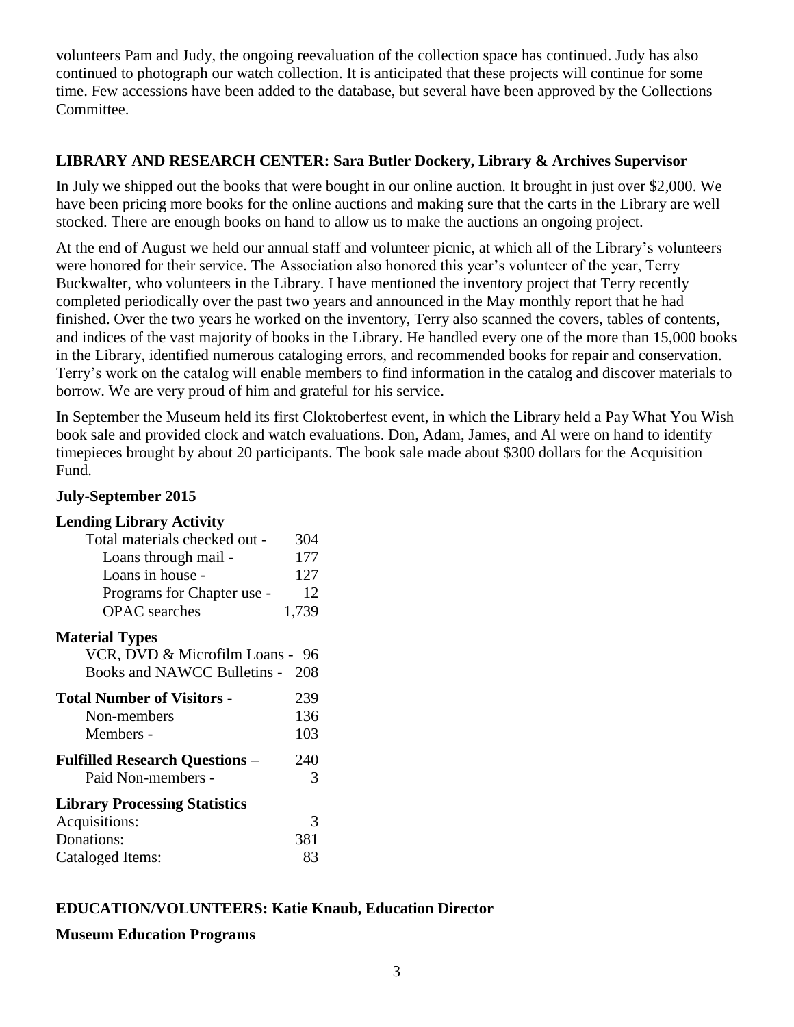volunteers Pam and Judy, the ongoing reevaluation of the collection space has continued. Judy has also continued to photograph our watch collection. It is anticipated that these projects will continue for some time. Few accessions have been added to the database, but several have been approved by the Collections Committee.

## LIBRARY AND RESEARCH CENTER: Sara Butler Dockery, Library & Archives Supervisor

In July we shipped out the books that were bought in our online auction. It brought in just over $2,000. We have been pricing more books for the online auctions and making sure that the carts in the Library are well stocked. There are enough books on hand to allow us to make the auctions an ongoing project.

At the end of August we held our annual staff and volunteer picnic, at which all of the Library's volunteers were honored for their service. The Association also honored this year's volunteer of the year, Terry Buckwalter, who volunteers in the Library. I have mentioned the inventory project that Terry recently completed periodically over the past two years and announced in the May monthly report that he had finished. Over the two years he worked on the inventory, Terry also scanned the covers, tables of contents, and indices of the vast majority of books in the Library. He handled every one of the more than 15,000 books in the Library, identified numerous cataloging errors, and recommended books for repair and conservation. Terry's work on the catalog will enable members to find information in the catalog and discover materials to borrow. We are very proud of him and grateful for his service.

In September the Museum held its first Cloktoberfest event, in which the Library held a Pay What You Wish book sale and provided clock and watch evaluations. Don, Adam, James, and Al were on hand to identify timepieces brought by about 20 participants. The book sale made about $300 dollars for the Acquisition Fund.

### July-September 2015

| **Lending Library Activity** | |
|---|---|
| Total materials checked out - | 304 |
| Loans through mail - | 177 |
| Loans in house - | 127 |
| Programs for Chapter use - | 12 |
| OPAC searches | 1,739 |
| **Material Types** | |
| VCR, DVD & Microfilm Loans - | 96 |
| Books and NAWCC Bulletins - | 208 |
| **Total Number of Visitors -** | 239 |
| Non-members | 136 |
| Members - | 103 |
| **Fulfilled Research Questions –** | 240 |
| Paid Non-members - | 3 |
| **Library Processing Statistics** | |
| Acquisitions: | 3 |
| Donations: | 381 |
| Cataloged Items: | 83 |

## EDUCATION/VOLUNTEERS: Katie Knaub, Education Director

### Museum Education Programs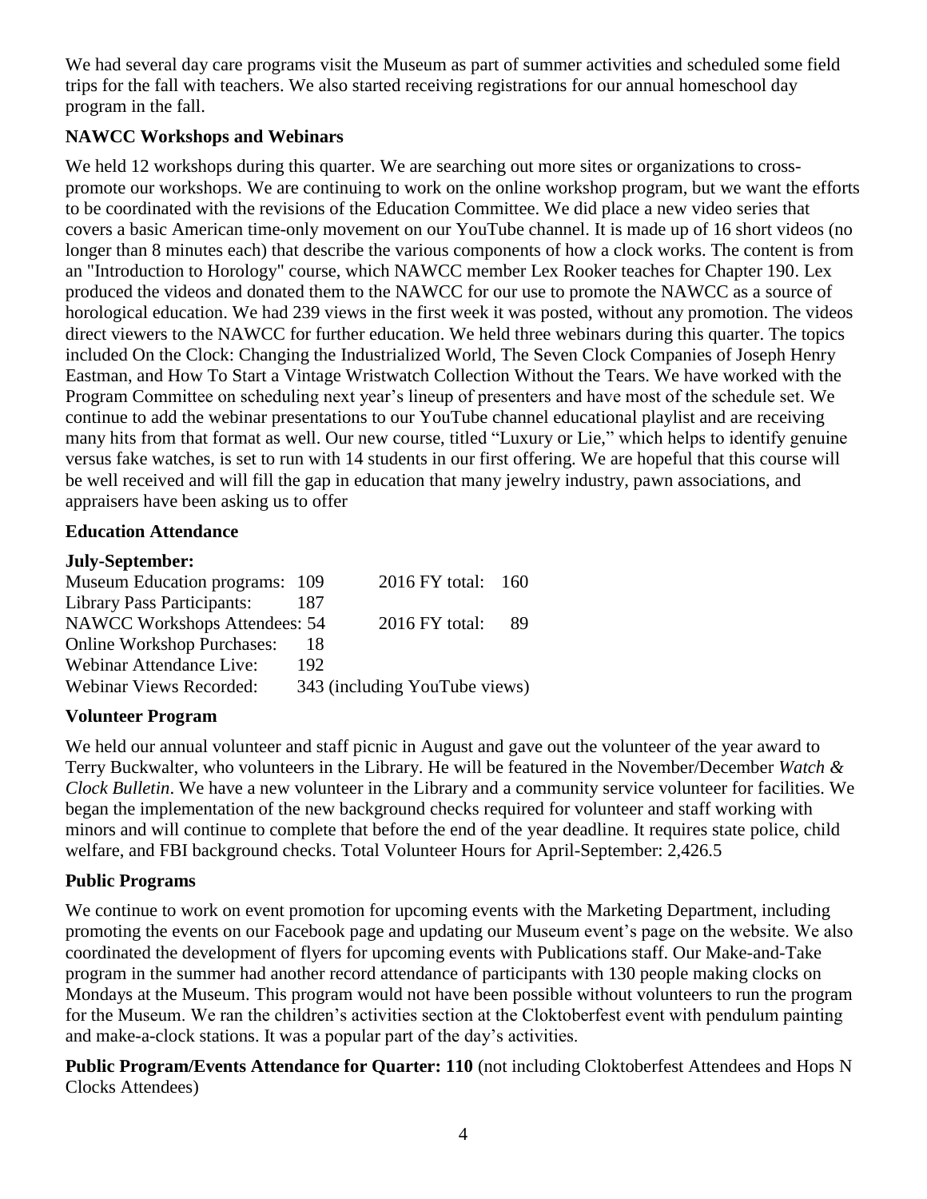We had several day care programs visit the Museum as part of summer activities and scheduled some field trips for the fall with teachers. We also started receiving registrations for our annual homeschool day program in the fall.

### NAWCC Workshops and Webinars

We held 12 workshops during this quarter. We are searching out more sites or organizations to cross-promote our workshops. We are continuing to work on the online workshop program, but we want the efforts to be coordinated with the revisions of the Education Committee. We did place a new video series that covers a basic American time-only movement on our YouTube channel. It is made up of 16 short videos (no longer than 8 minutes each) that describe the various components of how a clock works. The content is from an "Introduction to Horology" course, which NAWCC member Lex Rooker teaches for Chapter 190. Lex produced the videos and donated them to the NAWCC for our use to promote the NAWCC as a source of horological education. We had 239 views in the first week it was posted, without any promotion. The videos direct viewers to the NAWCC for further education. We held three webinars during this quarter. The topics included On the Clock: Changing the Industrialized World, The Seven Clock Companies of Joseph Henry Eastman, and How To Start a Vintage Wristwatch Collection Without the Tears. We have worked with the Program Committee on scheduling next year's lineup of presenters and have most of the schedule set. We continue to add the webinar presentations to our YouTube channel educational playlist and are receiving many hits from that format as well. Our new course, titled "Luxury or Lie," which helps to identify genuine versus fake watches, is set to run with 14 students in our first offering. We are hopeful that this course will be well received and will fill the gap in education that many jewelry industry, pawn associations, and appraisers have been asking us to offer

### Education Attendance

**July-September:**

| | | |
|---|---|---|
| Museum Education programs: | 109 | 2016 FY total: 160 |
| Library Pass Participants: | 187 | |
| NAWCC Workshops Attendees: | 54 | 2016 FY total: 89 |
| Online Workshop Purchases: | 18 | |
| Webinar Attendance Live: | 192 | |
| Webinar Views Recorded: | 343 (including YouTube views) | |

### Volunteer Program

We held our annual volunteer and staff picnic in August and gave out the volunteer of the year award to Terry Buckwalter, who volunteers in the Library. He will be featured in the November/December *Watch & Clock Bulletin*. We have a new volunteer in the Library and a community service volunteer for facilities. We began the implementation of the new background checks required for volunteer and staff working with minors and will continue to complete that before the end of the year deadline. It requires state police, child welfare, and FBI background checks. Total Volunteer Hours for April-September: 2,426.5

### Public Programs

We continue to work on event promotion for upcoming events with the Marketing Department, including promoting the events on our Facebook page and updating our Museum event's page on the website. We also coordinated the development of flyers for upcoming events with Publications staff. Our Make-and-Take program in the summer had another record attendance of participants with 130 people making clocks on Mondays at the Museum. This program would not have been possible without volunteers to run the program for the Museum. We ran the children's activities section at the Cloktoberfest event with pendulum painting and make-a-clock stations. It was a popular part of the day's activities.

**Public Program/Events Attendance for Quarter: 110** (not including Cloktoberfest Attendees and Hops N Clocks Attendees)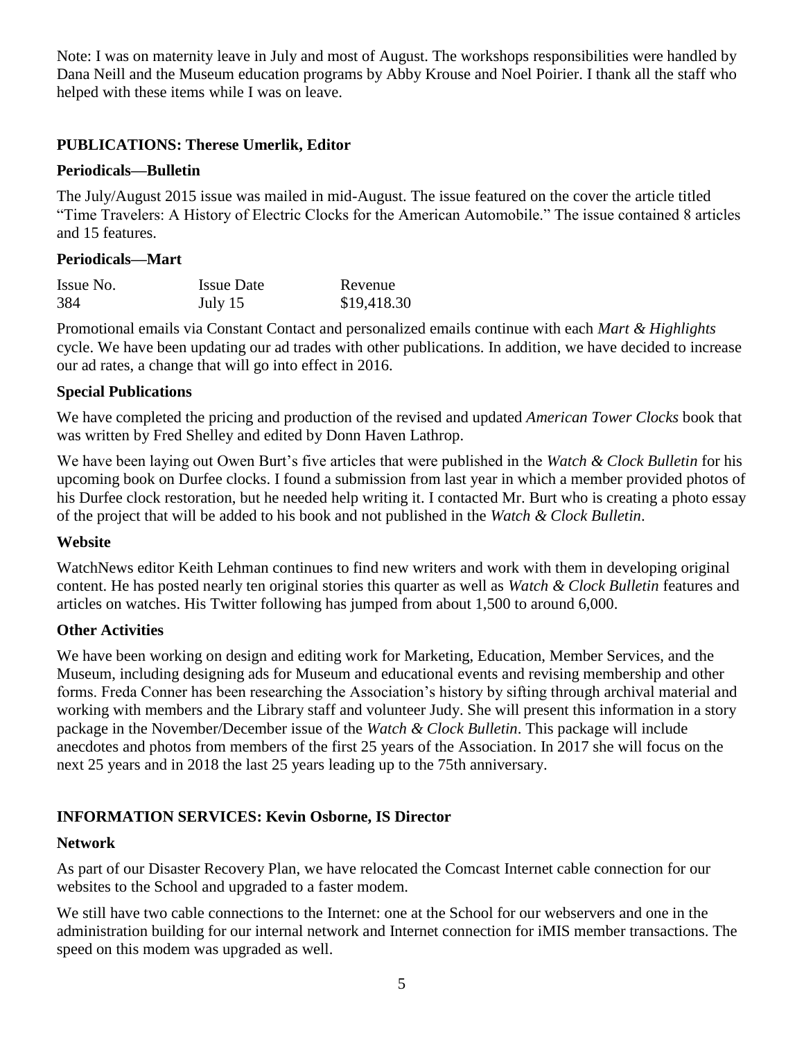Note: I was on maternity leave in July and most of August. The workshops responsibilities were handled by Dana Neill and the Museum education programs by Abby Krouse and Noel Poirier. I thank all the staff who helped with these items while I was on leave.

## PUBLICATIONS: Therese Umerlik, Editor

### Periodicals—Bulletin

The July/August 2015 issue was mailed in mid-August. The issue featured on the cover the article titled "Time Travelers: A History of Electric Clocks for the American Automobile." The issue contained 8 articles and 15 features.

### Periodicals—Mart

| Issue No. | Issue Date | Revenue |
|---|---|---|
| 384 | July 15 | $19,418.30 |

Promotional emails via Constant Contact and personalized emails continue with each *Mart & Highlights* cycle. We have been updating our ad trades with other publications. In addition, we have decided to increase our ad rates, a change that will go into effect in 2016.

### Special Publications

We have completed the pricing and production of the revised and updated *American Tower Clocks* book that was written by Fred Shelley and edited by Donn Haven Lathrop.

We have been laying out Owen Burt's five articles that were published in the *Watch & Clock Bulletin* for his upcoming book on Durfee clocks. I found a submission from last year in which a member provided photos of his Durfee clock restoration, but he needed help writing it. I contacted Mr. Burt who is creating a photo essay of the project that will be added to his book and not published in the *Watch & Clock Bulletin*.

### Website

WatchNews editor Keith Lehman continues to find new writers and work with them in developing original content. He has posted nearly ten original stories this quarter as well as *Watch & Clock Bulletin* features and articles on watches. His Twitter following has jumped from about 1,500 to around 6,000.

### Other Activities

We have been working on design and editing work for Marketing, Education, Member Services, and the Museum, including designing ads for Museum and educational events and revising membership and other forms. Freda Conner has been researching the Association's history by sifting through archival material and working with members and the Library staff and volunteer Judy. She will present this information in a story package in the November/December issue of the *Watch & Clock Bulletin*. This package will include anecdotes and photos from members of the first 25 years of the Association. In 2017 she will focus on the next 25 years and in 2018 the last 25 years leading up to the 75th anniversary.

## INFORMATION SERVICES: Kevin Osborne, IS Director

### Network

As part of our Disaster Recovery Plan, we have relocated the Comcast Internet cable connection for our websites to the School and upgraded to a faster modem.

We still have two cable connections to the Internet: one at the School for our webservers and one in the administration building for our internal network and Internet connection for iMIS member transactions. The speed on this modem was upgraded as well.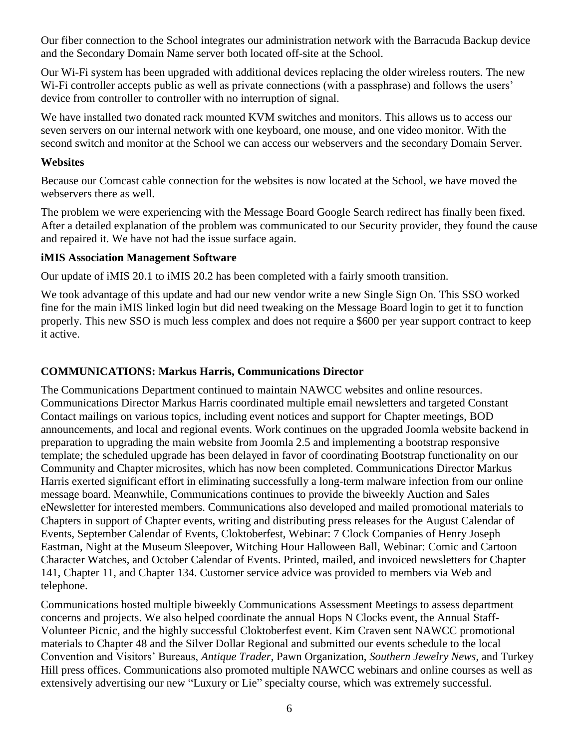Our fiber connection to the School integrates our administration network with the Barracuda Backup device and the Secondary Domain Name server both located off-site at the School.

Our Wi-Fi system has been upgraded with additional devices replacing the older wireless routers. The new Wi-Fi controller accepts public as well as private connections (with a passphrase) and follows the users' device from controller to controller with no interruption of signal.

We have installed two donated rack mounted KVM switches and monitors. This allows us to access our seven servers on our internal network with one keyboard, one mouse, and one video monitor. With the second switch and monitor at the School we can access our webservers and the secondary Domain Server.

**Websites**

Because our Comcast cable connection for the websites is now located at the School, we have moved the webservers there as well.

The problem we were experiencing with the Message Board Google Search redirect has finally been fixed. After a detailed explanation of the problem was communicated to our Security provider, they found the cause and repaired it. We have not had the issue surface again.

**iMIS Association Management Software**

Our update of iMIS 20.1 to iMIS 20.2 has been completed with a fairly smooth transition.

We took advantage of this update and had our new vendor write a new Single Sign On. This SSO worked fine for the main iMIS linked login but did need tweaking on the Message Board login to get it to function properly. This new SSO is much less complex and does not require a $600 per year support contract to keep it active.

**COMMUNICATIONS: Markus Harris, Communications Director**

The Communications Department continued to maintain NAWCC websites and online resources. Communications Director Markus Harris coordinated multiple email newsletters and targeted Constant Contact mailings on various topics, including event notices and support for Chapter meetings, BOD announcements, and local and regional events. Work continues on the upgraded Joomla website backend in preparation to upgrading the main website from Joomla 2.5 and implementing a bootstrap responsive template; the scheduled upgrade has been delayed in favor of coordinating Bootstrap functionality on our Community and Chapter microsites, which has now been completed. Communications Director Markus Harris exerted significant effort in eliminating successfully a long-term malware infection from our online message board. Meanwhile, Communications continues to provide the biweekly Auction and Sales eNewsletter for interested members. Communications also developed and mailed promotional materials to Chapters in support of Chapter events, writing and distributing press releases for the August Calendar of Events, September Calendar of Events, Cloktoberfest, Webinar: 7 Clock Companies of Henry Joseph Eastman, Night at the Museum Sleepover, Witching Hour Halloween Ball, Webinar: Comic and Cartoon Character Watches, and October Calendar of Events. Printed, mailed, and invoiced newsletters for Chapter 141, Chapter 11, and Chapter 134. Customer service advice was provided to members via Web and telephone.

Communications hosted multiple biweekly Communications Assessment Meetings to assess department concerns and projects. We also helped coordinate the annual Hops N Clocks event, the Annual Staff-Volunteer Picnic, and the highly successful Cloktoberfest event. Kim Craven sent NAWCC promotional materials to Chapter 48 and the Silver Dollar Regional and submitted our events schedule to the local Convention and Visitors' Bureaus, *Antique Trader*, Pawn Organization, *Southern Jewelry News*, and Turkey Hill press offices. Communications also promoted multiple NAWCC webinars and online courses as well as extensively advertising our new "Luxury or Lie" specialty course, which was extremely successful.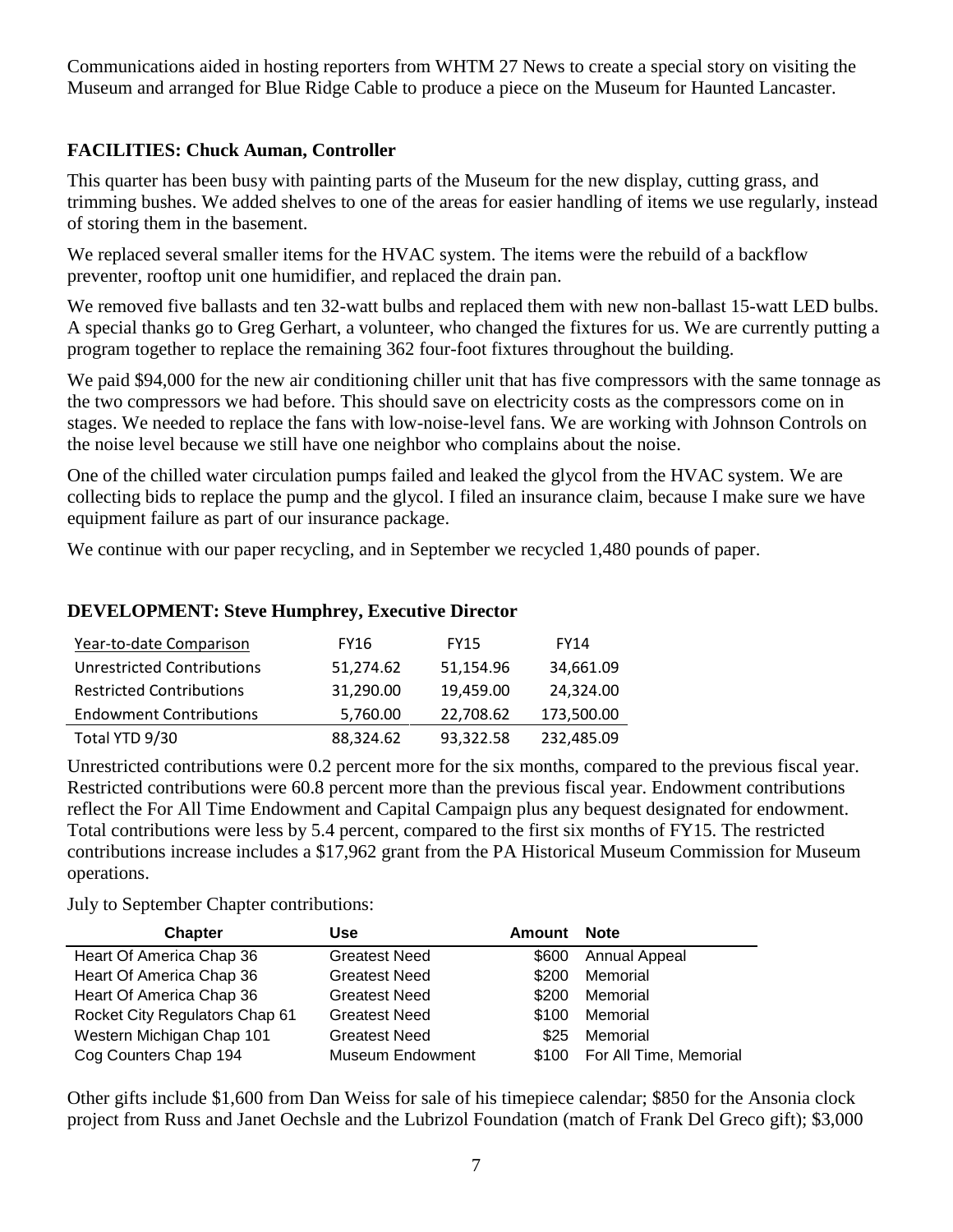Communications aided in hosting reporters from WHTM 27 News to create a special story on visiting the Museum and arranged for Blue Ridge Cable to produce a piece on the Museum for Haunted Lancaster.

**FACILITIES: Chuck Auman, Controller**

This quarter has been busy with painting parts of the Museum for the new display, cutting grass, and trimming bushes. We added shelves to one of the areas for easier handling of items we use regularly, instead of storing them in the basement.

We replaced several smaller items for the HVAC system. The items were the rebuild of a backflow preventer, rooftop unit one humidifier, and replaced the drain pan.

We removed five ballasts and ten 32-watt bulbs and replaced them with new non-ballast 15-watt LED bulbs. A special thanks go to Greg Gerhart, a volunteer, who changed the fixtures for us. We are currently putting a program together to replace the remaining 362 four-foot fixtures throughout the building.

We paid $94,000 for the new air conditioning chiller unit that has five compressors with the same tonnage as the two compressors we had before. This should save on electricity costs as the compressors come on in stages. We needed to replace the fans with low-noise-level fans. We are working with Johnson Controls on the noise level because we still have one neighbor who complains about the noise.

One of the chilled water circulation pumps failed and leaked the glycol from the HVAC system. We are collecting bids to replace the pump and the glycol. I filed an insurance claim, because I make sure we have equipment failure as part of our insurance package.

We continue with our paper recycling, and in September we recycled 1,480 pounds of paper.

**DEVELOPMENT: Steve Humphrey, Executive Director**

| Year-to-date Comparison | FY16 | FY15 | FY14 |
|---|---|---|---|
| Unrestricted Contributions | 51,274.62 | 51,154.96 | 34,661.09 |
| Restricted Contributions | 31,290.00 | 19,459.00 | 24,324.00 |
| Endowment Contributions | 5,760.00 | 22,708.62 | 173,500.00 |
| Total YTD 9/30 | 88,324.62 | 93,322.58 | 232,485.09 |

Unrestricted contributions were 0.2 percent more for the six months, compared to the previous fiscal year. Restricted contributions were 60.8 percent more than the previous fiscal year. Endowment contributions reflect the For All Time Endowment and Capital Campaign plus any bequest designated for endowment. Total contributions were less by 5.4 percent, compared to the first six months of FY15. The restricted contributions increase includes a $17,962 grant from the PA Historical Museum Commission for Museum operations.

July to September Chapter contributions:

| Chapter | Use | Amount | Note |
|---|---|---|---|
| Heart Of America Chap 36 | Greatest Need | $600 | Annual Appeal |
| Heart Of America Chap 36 | Greatest Need | $200 | Memorial |
| Heart Of America Chap 36 | Greatest Need | $200 | Memorial |
| Rocket City Regulators Chap 61 | Greatest Need | $100 | Memorial |
| Western Michigan Chap 101 | Greatest Need | $25 | Memorial |
| Cog Counters Chap 194 | Museum Endowment | $100 | For All Time, Memorial |

Other gifts include $1,600 from Dan Weiss for sale of his timepiece calendar; $850 for the Ansonia clock project from Russ and Janet Oechsle and the Lubrizol Foundation (match of Frank Del Greco gift); $3,000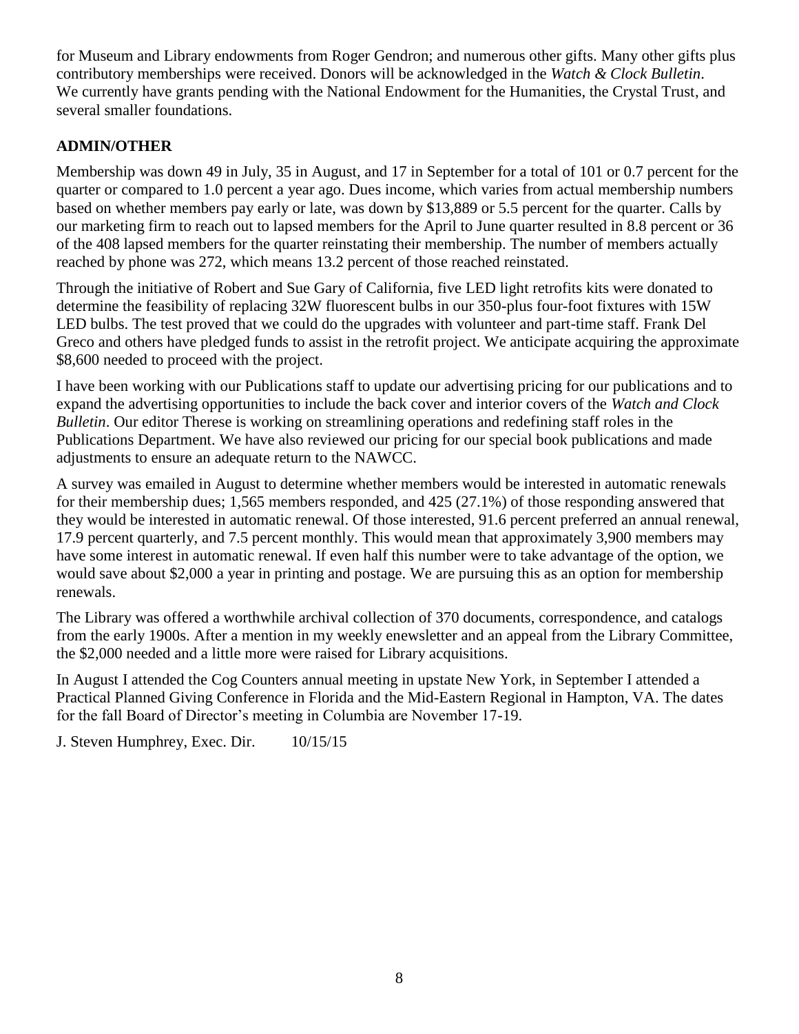for Museum and Library endowments from Roger Gendron; and numerous other gifts. Many other gifts plus contributory memberships were received. Donors will be acknowledged in the *Watch & Clock Bulletin*. We currently have grants pending with the National Endowment for the Humanities, the Crystal Trust, and several smaller foundations.

## ADMIN/OTHER

Membership was down 49 in July, 35 in August, and 17 in September for a total of 101 or 0.7 percent for the quarter or compared to 1.0 percent a year ago. Dues income, which varies from actual membership numbers based on whether members pay early or late, was down by $13,889 or 5.5 percent for the quarter. Calls by our marketing firm to reach out to lapsed members for the April to June quarter resulted in 8.8 percent or 36 of the 408 lapsed members for the quarter reinstating their membership. The number of members actually reached by phone was 272, which means 13.2 percent of those reached reinstated.

Through the initiative of Robert and Sue Gary of California, five LED light retrofits kits were donated to determine the feasibility of replacing 32W fluorescent bulbs in our 350-plus four-foot fixtures with 15W LED bulbs. The test proved that we could do the upgrades with volunteer and part-time staff. Frank Del Greco and others have pledged funds to assist in the retrofit project. We anticipate acquiring the approximate $8,600 needed to proceed with the project.

I have been working with our Publications staff to update our advertising pricing for our publications and to expand the advertising opportunities to include the back cover and interior covers of the *Watch and Clock Bulletin*. Our editor Therese is working on streamlining operations and redefining staff roles in the Publications Department. We have also reviewed our pricing for our special book publications and made adjustments to ensure an adequate return to the NAWCC.

A survey was emailed in August to determine whether members would be interested in automatic renewals for their membership dues; 1,565 members responded, and 425 (27.1%) of those responding answered that they would be interested in automatic renewal. Of those interested, 91.6 percent preferred an annual renewal, 17.9 percent quarterly, and 7.5 percent monthly. This would mean that approximately 3,900 members may have some interest in automatic renewal. If even half this number were to take advantage of the option, we would save about $2,000 a year in printing and postage. We are pursuing this as an option for membership renewals.

The Library was offered a worthwhile archival collection of 370 documents, correspondence, and catalogs from the early 1900s. After a mention in my weekly enewsletter and an appeal from the Library Committee, the $2,000 needed and a little more were raised for Library acquisitions.

In August I attended the Cog Counters annual meeting in upstate New York, in September I attended a Practical Planned Giving Conference in Florida and the Mid-Eastern Regional in Hampton, VA. The dates for the fall Board of Director's meeting in Columbia are November 17-19.

J. Steven Humphrey, Exec. Dir. 10/15/15